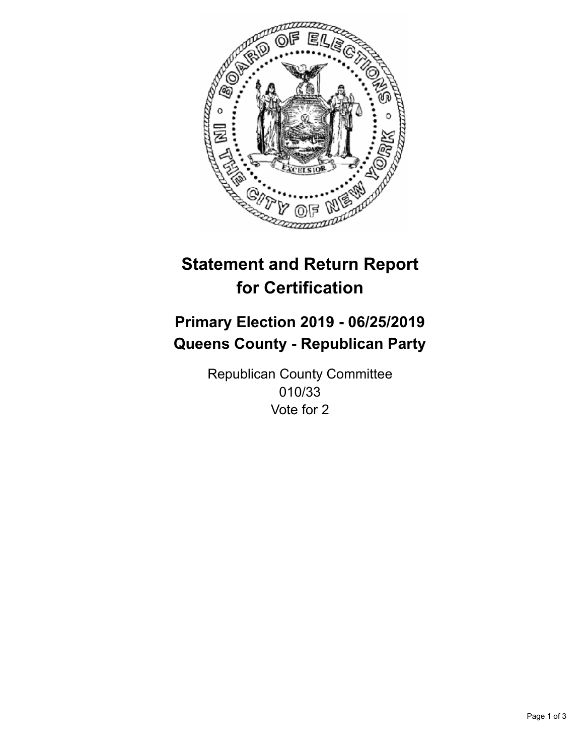# Statement and Return Report for Certification

## Primary Election 2019 - 06/25/2019
## Queens County - Republican Party

Republican County Committee
010/33
Vote for 2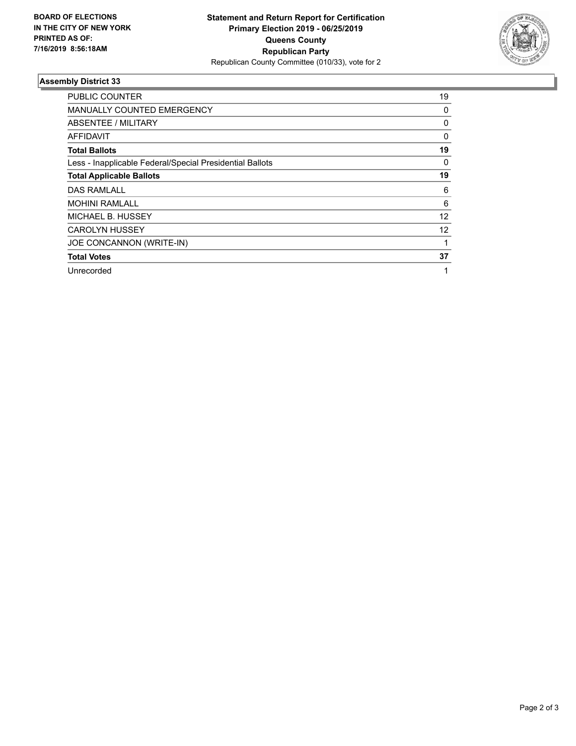**BOARD OF ELECTIONS IN THE CITY OF NEW YORK PRINTED AS OF: 7/16/2019 8:56:18AM**

**Statement and Return Report for Certification**
**Primary Election 2019 - 06/25/2019**
**Queens County**
**Republican Party**
Republican County Committee (010/33), vote for 2

### Assembly District 33

| | |
|---|---|
| PUBLIC COUNTER | 19 |
| MANUALLY COUNTED EMERGENCY | 0 |
| ABSENTEE / MILITARY | 0 |
| AFFIDAVIT | 0 |
| **Total Ballots** | **19** |
| Less - Inapplicable Federal/Special Presidential Ballots | 0 |
| **Total Applicable Ballots** | **19** |
| DAS RAMLALL | 6 |
| MOHINI RAMLALL | 6 |
| MICHAEL B. HUSSEY | 12 |
| CAROLYN HUSSEY | 12 |
| JOE CONCANNON (WRITE-IN) | 1 |
| **Total Votes** | **37** |
| Unrecorded | 1 |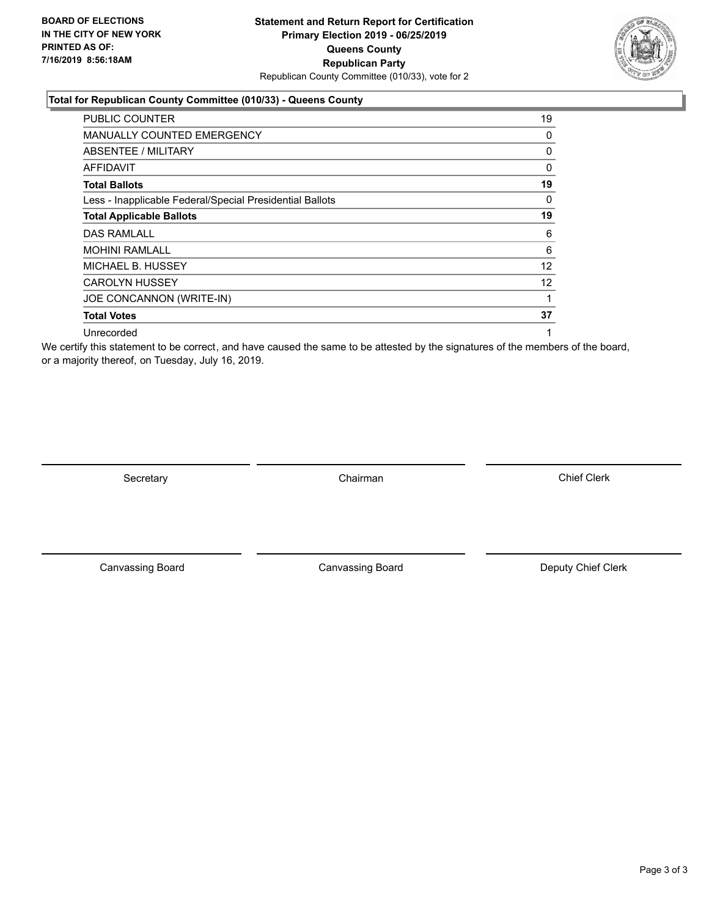**BOARD OF ELECTIONS**
**IN THE CITY OF NEW YORK**
**PRINTED AS OF:**
**7/16/2019 8:56:18AM**

**Statement and Return Report for Certification**
**Primary Election 2019 - 06/25/2019**
**Queens County**
**Republican Party**
Republican County Committee (010/33), vote for 2

### Total for Republican County Committee (010/33) - Queens County

| | |
|---|---|
| PUBLIC COUNTER | 19 |
| MANUALLY COUNTED EMERGENCY | 0 |
| ABSENTEE / MILITARY | 0 |
| AFFIDAVIT | 0 |
| **Total Ballots** | **19** |
| Less - Inapplicable Federal/Special Presidential Ballots | 0 |
| **Total Applicable Ballots** | **19** |
| DAS RAMLALL | 6 |
| MOHINI RAMLALL | 6 |
| MICHAEL B. HUSSEY | 12 |
| CAROLYN HUSSEY | 12 |
| JOE CONCANNON (WRITE-IN) | 1 |
| **Total Votes** | **37** |
| Unrecorded | 1 |

We certify this statement to be correct, and have caused the same to be attested by the signatures of the members of the board, or a majority thereof, on Tuesday, July 16, 2019.

Secretary

Chairman

Chief Clerk

Canvassing Board

Canvassing Board

Deputy Chief Clerk